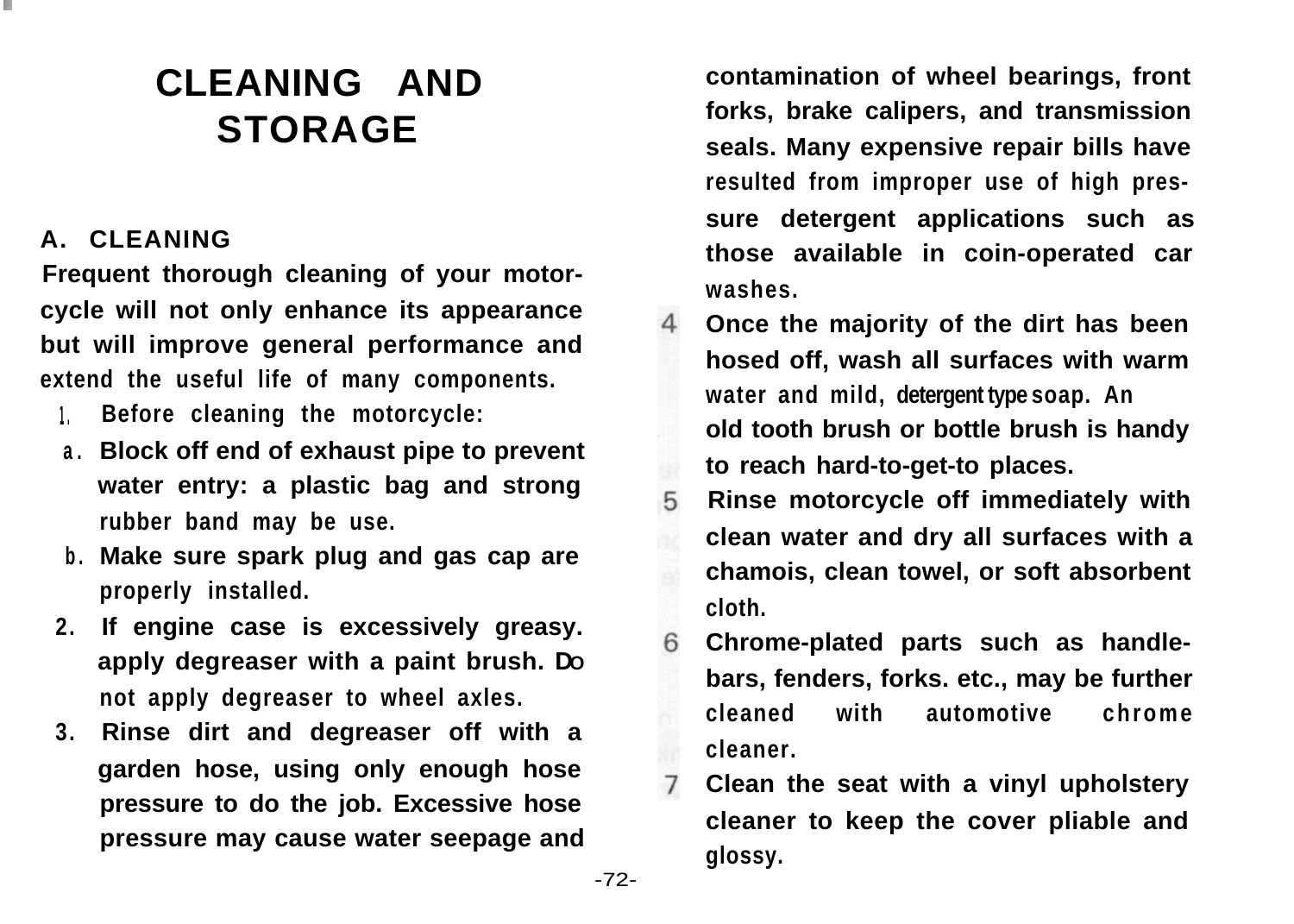# CLEANING AND STORAGE

## A. CLEANING

Frequent thorough cleaning of your motorcycle will not only enhance its appearance but will improve general performance and extend the useful life of many components.

1. Before cleaning the motorcycle:
   a. Block off end of exhaust pipe to prevent water entry: a plastic bag and strong rubber band may be use.
   b. Make sure spark plug and gas cap are properly installed.
2. If engine case is excessively greasy. apply degreaser with a paint brush. Do not apply degreaser to wheel axles.
3. Rinse dirt and degreaser off with a garden hose, using only enough hose pressure to do the job. Excessive hose pressure may cause water seepage and contamination of wheel bearings, front forks, brake calipers, and transmission seals. Many expensive repair bills have resulted from improper use of high pressure detergent applications such as those available in coin-operated car washes.
4. Once the majority of the dirt has been hosed off, wash all surfaces with warm water and mild, detergent type soap. An old tooth brush or bottle brush is handy to reach hard-to-get-to places.
5. Rinse motorcycle off immediately with clean water and dry all surfaces with a chamois, clean towel, or soft absorbent cloth.
6. Chrome-plated parts such as handlebars, fenders, forks. etc., may be further cleaned with automotive chrome cleaner.
7. Clean the seat with a vinyl upholstery cleaner to keep the cover pliable and glossy.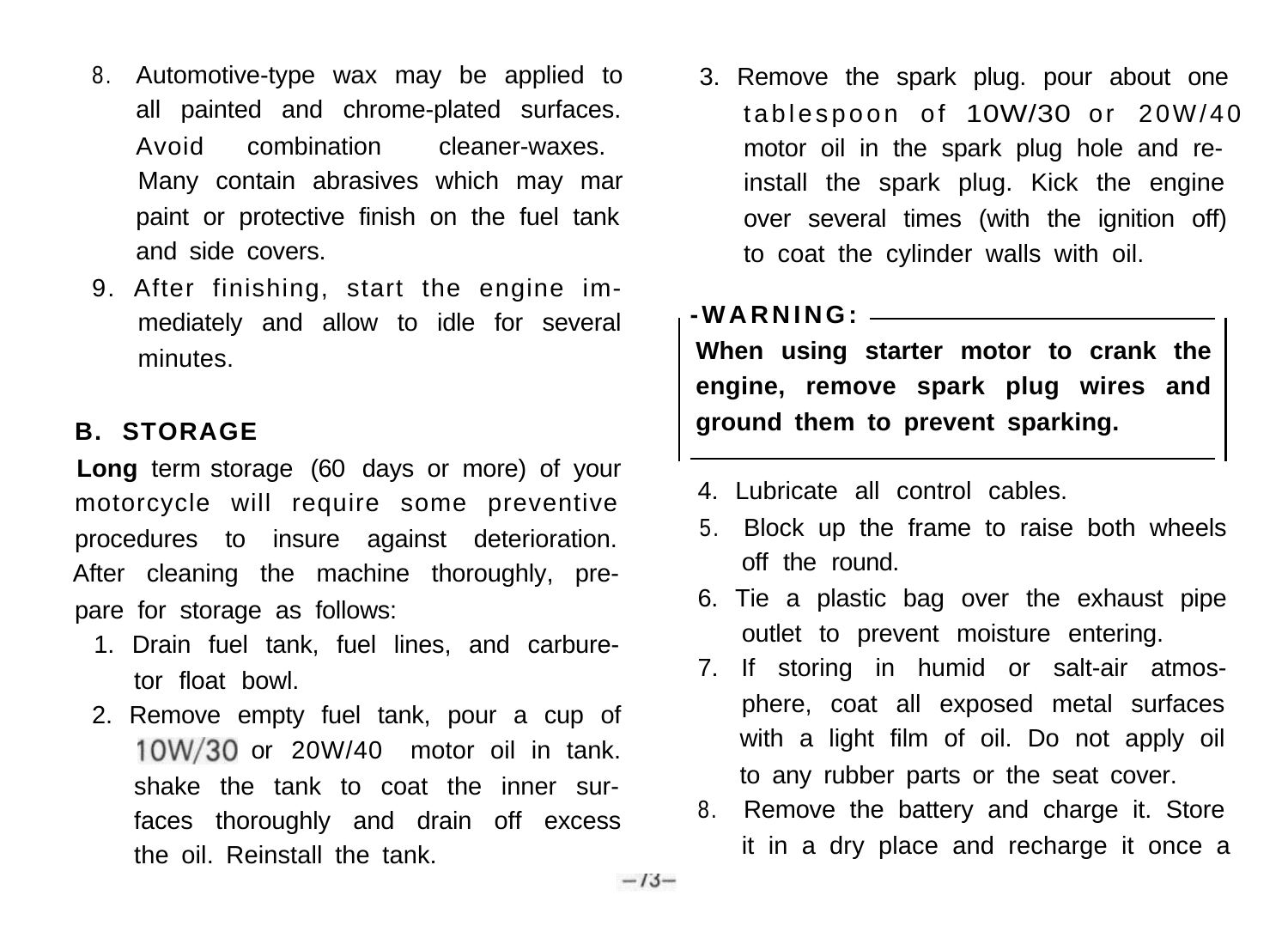8. Automotive-type wax may be applied to all painted and chrome-plated surfaces. Avoid combination cleaner-waxes. Many contain abrasives which may mar paint or protective finish on the fuel tank and side covers.
9. After finishing, start the engine immediately and allow to idle for several minutes.

## B. STORAGE

**Long** term storage (60 days or more) of your motorcycle will require some preventive procedures to insure against deterioration. After cleaning the machine thoroughly, prepare for storage as follows:

1. Drain fuel tank, fuel lines, and carburetor float bowl.
2. Remove empty fuel tank, pour a cup of 10W/30 or 20W/40 motor oil in tank. shake the tank to coat the inner surfaces thoroughly and drain off excess the oil. Reinstall the tank.
3. Remove the spark plug. pour about one tablespoon of 10W/30 or 20W/40 motor oil in the spark plug hole and reinstall the spark plug. Kick the engine over several times (with the ignition off) to coat the cylinder walls with oil.

**-WARNING:**
**When using starter motor to crank the engine, remove spark plug wires and ground them to prevent sparking.**

4. Lubricate all control cables.
5. Block up the frame to raise both wheels off the round.
6. Tie a plastic bag over the exhaust pipe outlet to prevent moisture entering.
7. If storing in humid or salt-air atmosphere, coat all exposed metal surfaces with a light film of oil. Do not apply oil to any rubber parts or the seat cover.
8. Remove the battery and charge it. Store it in a dry place and recharge it once a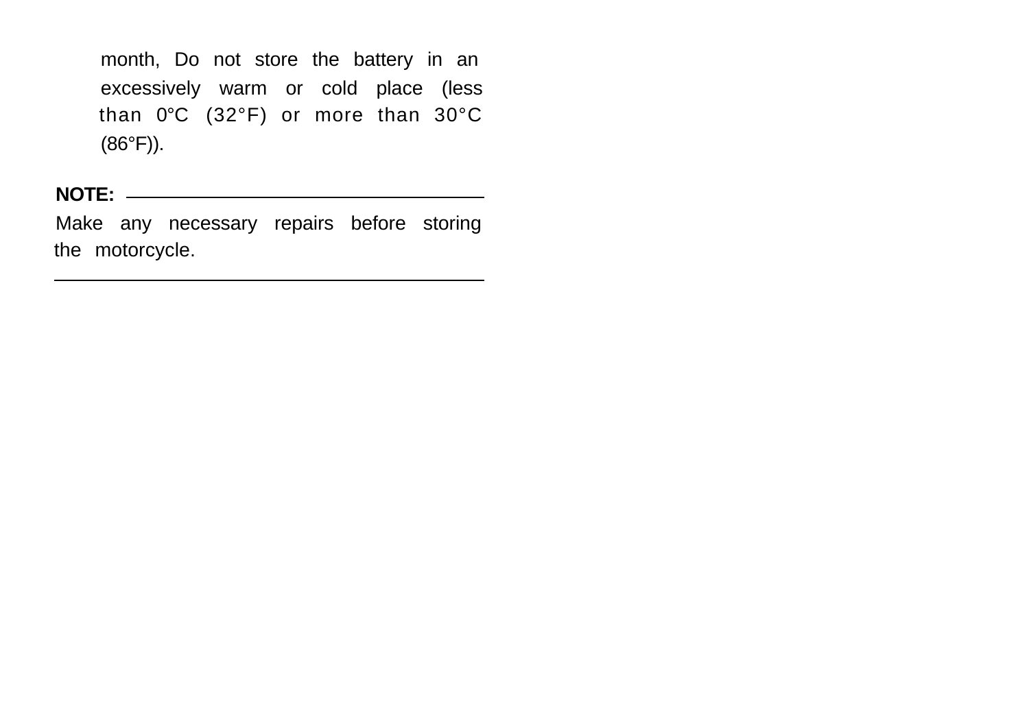month, Do not store the battery in an excessively warm or cold place (less than 0°C (32°F) or more than 30°C (86°F)).

**NOTE:**

Make any necessary repairs before storing the motorcycle.